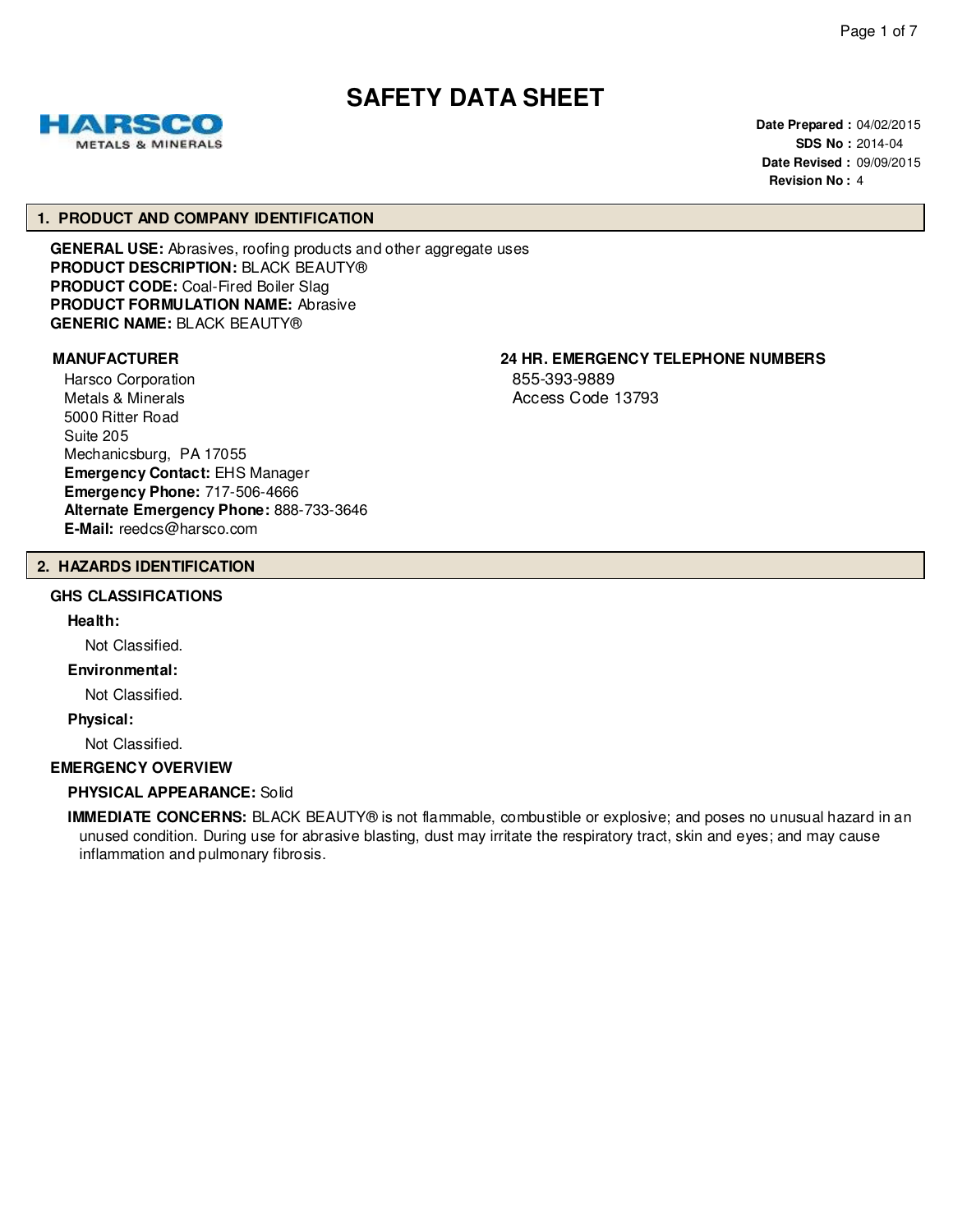# SAFETY DATA SHEET

HARSCO METALS & MINERALS

**Date Prepared :** 04/02/2015
**SDS No :** 2014-04
**Date Revised :** 09/09/2015
**Revision No :** 4

## 1. PRODUCT AND COMPANY IDENTIFICATION

**GENERAL USE:** Abrasives, roofing products and other aggregate uses
**PRODUCT DESCRIPTION:** BLACK BEAUTY®
**PRODUCT CODE:** Coal-Fired Boiler Slag
**PRODUCT FORMULATION NAME:** Abrasive
**GENERIC NAME:** BLACK BEAUTY®

**MANUFACTURER**

Harsco Corporation
Metals & Minerals
5000 Ritter Road
Suite 205
Mechanicsburg, PA 17055
**Emergency Contact:** EHS Manager
**Emergency Phone:** 717-506-4666
**Alternate Emergency Phone:** 888-733-3646
**E-Mail:** reedcs@harsco.com

**24 HR. EMERGENCY TELEPHONE NUMBERS**

855-393-9889
Access Code 13793

## 2. HAZARDS IDENTIFICATION

### GHS CLASSIFICATIONS

**Health:**

Not Classified.

**Environmental:**

Not Classified.

**Physical:**

Not Classified.

### EMERGENCY OVERVIEW

**PHYSICAL APPEARANCE:** Solid

**IMMEDIATE CONCERNS:** BLACK BEAUTY® is not flammable, combustible or explosive; and poses no unusual hazard in an unused condition. During use for abrasive blasting, dust may irritate the respiratory tract, skin and eyes; and may cause inflammation and pulmonary fibrosis.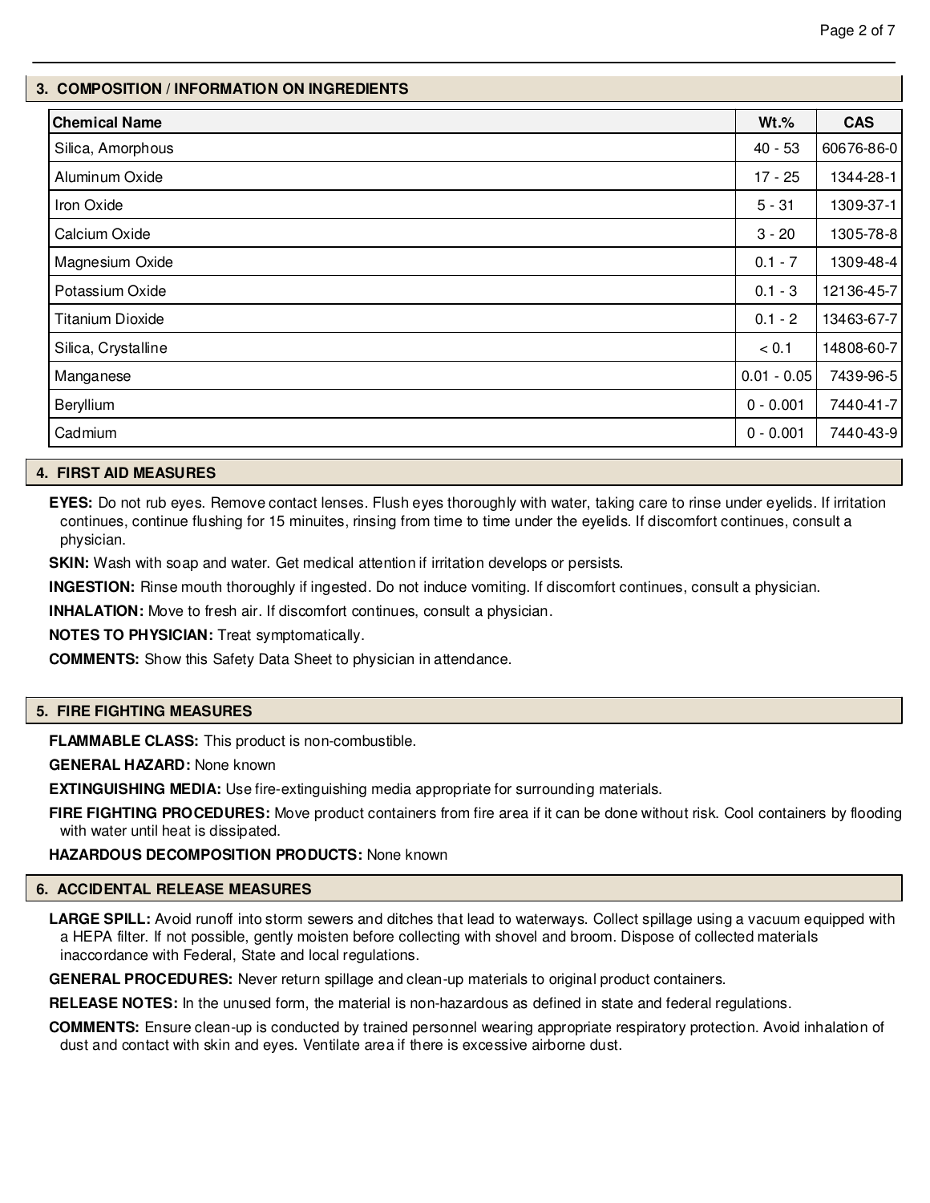## 3. COMPOSITION / INFORMATION ON INGREDIENTS

| Chemical Name | Wt.% | CAS |
| --- | --- | --- |
| Silica, Amorphous | 40 - 53 | 60676-86-0 |
| Aluminum Oxide | 17 - 25 | 1344-28-1 |
| Iron Oxide | 5 - 31 | 1309-37-1 |
| Calcium Oxide | 3 - 20 | 1305-78-8 |
| Magnesium Oxide | 0.1 - 7 | 1309-48-4 |
| Potassium Oxide | 0.1 - 3 | 12136-45-7 |
| Titanium Dioxide | 0.1 - 2 | 13463-67-7 |
| Silica, Crystalline | < 0.1 | 14808-60-7 |
| Manganese | 0.01 - 0.05 | 7439-96-5 |
| Beryllium | 0 - 0.001 | 7440-41-7 |
| Cadmium | 0 - 0.001 | 7440-43-9 |

## 4. FIRST AID MEASURES

**EYES:** Do not rub eyes. Remove contact lenses. Flush eyes thoroughly with water, taking care to rinse under eyelids. If irritation continues, continue flushing for 15 minuites, rinsing from time to time under the eyelids. If discomfort continues, consult a physician.

**SKIN:** Wash with soap and water. Get medical attention if irritation develops or persists.

**INGESTION:** Rinse mouth thoroughly if ingested. Do not induce vomiting. If discomfort continues, consult a physician.

**INHALATION:** Move to fresh air. If discomfort continues, consult a physician.

**NOTES TO PHYSICIAN:** Treat symptomatically.

**COMMENTS:** Show this Safety Data Sheet to physician in attendance.

## 5. FIRE FIGHTING MEASURES

**FLAMMABLE CLASS:** This product is non-combustible.

**GENERAL HAZARD:** None known

**EXTINGUISHING MEDIA:** Use fire-extinguishing media appropriate for surrounding materials.

**FIRE FIGHTING PROCEDURES:** Move product containers from fire area if it can be done without risk. Cool containers by flooding with water until heat is dissipated.

**HAZARDOUS DECOMPOSITION PRODUCTS:** None known

## 6. ACCIDENTAL RELEASE MEASURES

**LARGE SPILL:** Avoid runoff into storm sewers and ditches that lead to waterways. Collect spillage using a vacuum equipped with a HEPA filter. If not possible, gently moisten before collecting with shovel and broom. Dispose of collected materials inaccordance with Federal, State and local regulations.

**GENERAL PROCEDURES:** Never return spillage and clean-up materials to original product containers.

**RELEASE NOTES:** In the unused form, the material is non-hazardous as defined in state and federal regulations.

**COMMENTS:** Ensure clean-up is conducted by trained personnel wearing appropriate respiratory protection. Avoid inhalation of dust and contact with skin and eyes. Ventilate area if there is excessive airborne dust.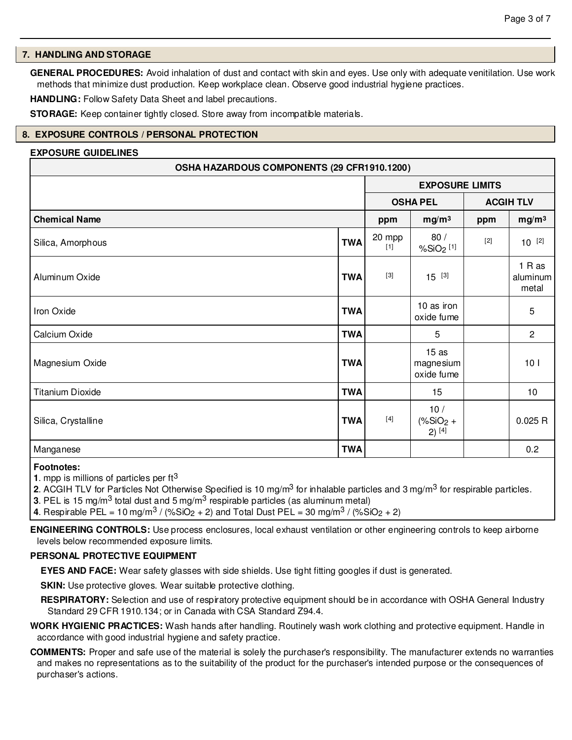## 7. HANDLING AND STORAGE

**GENERAL PROCEDURES:** Avoid inhalation of dust and contact with skin and eyes. Use only with adequate venitilation. Use work methods that minimize dust production. Keep workplace clean. Observe good industrial hygiene practices.

**HANDLING:** Follow Safety Data Sheet and label precautions.

**STORAGE:** Keep container tightly closed. Store away from incompatible materials.

## 8. EXPOSURE CONTROLS / PERSONAL PROTECTION

**EXPOSURE GUIDELINES**

| OSHA HAZARDOUS COMPONENTS (29 CFR1910.1200) | | | | | |
|---|---|---|---|---|---|
| | | EXPOSURE LIMITS | | | |
| | | OSHA PEL | | ACGIH TLV | |
| **Chemical Name** | | **ppm** | **mg/m³** | **ppm** | **mg/m³** |
| Silica, Amorphous | **TWA** | 20 mpp [1] | 80 / $\%SiO_2$ [1] | [2] | 10 [2] |
| Aluminum Oxide | **TWA** | [3] | 15 [3] | | 1 R as aluminum metal |
| Iron Oxide | **TWA** | | 10 as iron oxide fume | | 5 |
| Calcium Oxide | **TWA** | | 5 | | 2 |
| Magnesium Oxide | **TWA** | | 15 as magnesium oxide fume | | 10 I |
| Titanium Dioxide | **TWA** | | 15 | | 10 |
| Silica, Crystalline | **TWA** | [4] | 10 / ($\%SiO_2$ + 2) [4] | | 0.025 R |
| Manganese | **TWA** | | | | 0.2 |

**Footnotes:**
**1**. mpp is millions of particles per $ft^3$
**2**. ACGIH TLV for Particles Not Otherwise Specified is 10 $mg/m^3$ for inhalable particles and 3 $mg/m^3$ for respirable particles.
**3**. PEL is 15 $mg/m^3$ total dust and 5 $mg/m^3$ respirable particles (as aluminum metal)
**4**. Respirable PEL = 10 $mg/m^3$ / ($\%SiO_2$ + 2) and Total Dust PEL = 30 $mg/m^3$ / ($\%SiO_2$ + 2)

**ENGINEERING CONTROLS:** Use process enclosures, local exhaust ventilation or other engineering controls to keep airborne levels below recommended exposure limits.

**PERSONAL PROTECTIVE EQUIPMENT**

**EYES AND FACE:** Wear safety glasses with side shields. Use tight fitting googles if dust is generated.

**SKIN:** Use protective gloves. Wear suitable protective clothing.

**RESPIRATORY:** Selection and use of respiratory protective equipment should be in accordance with OSHA General Industry Standard 29 CFR 1910.134; or in Canada with CSA Standard Z94.4.

**WORK HYGIENIC PRACTICES:** Wash hands after handling. Routinely wash work clothing and protective equipment. Handle in accordance with good industrial hygiene and safety practice.

**COMMENTS:** Proper and safe use of the material is solely the purchaser's responsibility. The manufacturer extends no warranties and makes no representations as to the suitability of the product for the purchaser's intended purpose or the consequences of purchaser's actions.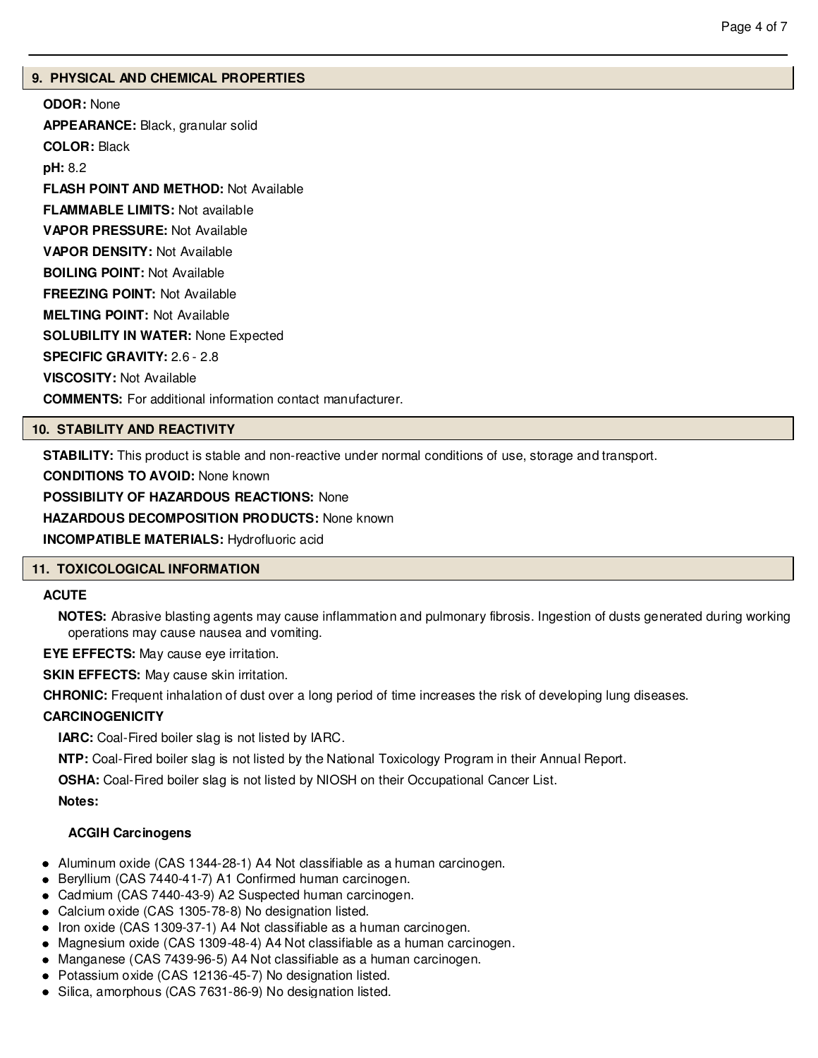## 9. PHYSICAL AND CHEMICAL PROPERTIES

**ODOR:** None

**APPEARANCE:** Black, granular solid

**COLOR:** Black

**pH:** 8.2

**FLASH POINT AND METHOD:** Not Available

**FLAMMABLE LIMITS:** Not available

**VAPOR PRESSURE:** Not Available

**VAPOR DENSITY:** Not Available

**BOILING POINT:** Not Available

**FREEZING POINT:** Not Available

**MELTING POINT:** Not Available

**SOLUBILITY IN WATER:** None Expected

**SPECIFIC GRAVITY:** 2.6 - 2.8

**VISCOSITY:** Not Available

**COMMENTS:** For additional information contact manufacturer.

## 10. STABILITY AND REACTIVITY

**STABILITY:** This product is stable and non-reactive under normal conditions of use, storage and transport.

**CONDITIONS TO AVOID:** None known

**POSSIBILITY OF HAZARDOUS REACTIONS:** None

**HAZARDOUS DECOMPOSITION PRODUCTS:** None known

**INCOMPATIBLE MATERIALS:** Hydrofluoric acid

## 11. TOXICOLOGICAL INFORMATION

**ACUTE**

**NOTES:** Abrasive blasting agents may cause inflammation and pulmonary fibrosis. Ingestion of dusts generated during working operations may cause nausea and vomiting.

**EYE EFFECTS:** May cause eye irritation.

**SKIN EFFECTS:** May cause skin irritation.

**CHRONIC:** Frequent inhalation of dust over a long period of time increases the risk of developing lung diseases.

**CARCINOGENICITY**

**IARC:** Coal-Fired boiler slag is not listed by IARC.

**NTP:** Coal-Fired boiler slag is not listed by the National Toxicology Program in their Annual Report.

**OSHA:** Coal-Fired boiler slag is not listed by NIOSH on their Occupational Cancer List.

**Notes:**

**ACGIH Carcinogens**

- Aluminum oxide (CAS 1344-28-1) A4 Not classifiable as a human carcinogen.
- Beryllium (CAS 7440-41-7) A1 Confirmed human carcinogen.
- Cadmium (CAS 7440-43-9) A2 Suspected human carcinogen.
- Calcium oxide (CAS 1305-78-8) No designation listed.
- Iron oxide (CAS 1309-37-1) A4 Not classifiable as a human carcinogen.
- Magnesium oxide (CAS 1309-48-4) A4 Not classifiable as a human carcinogen.
- Manganese (CAS 7439-96-5) A4 Not classifiable as a human carcinogen.
- Potassium oxide (CAS 12136-45-7) No designation listed.
- Silica, amorphous (CAS 7631-86-9) No designation listed.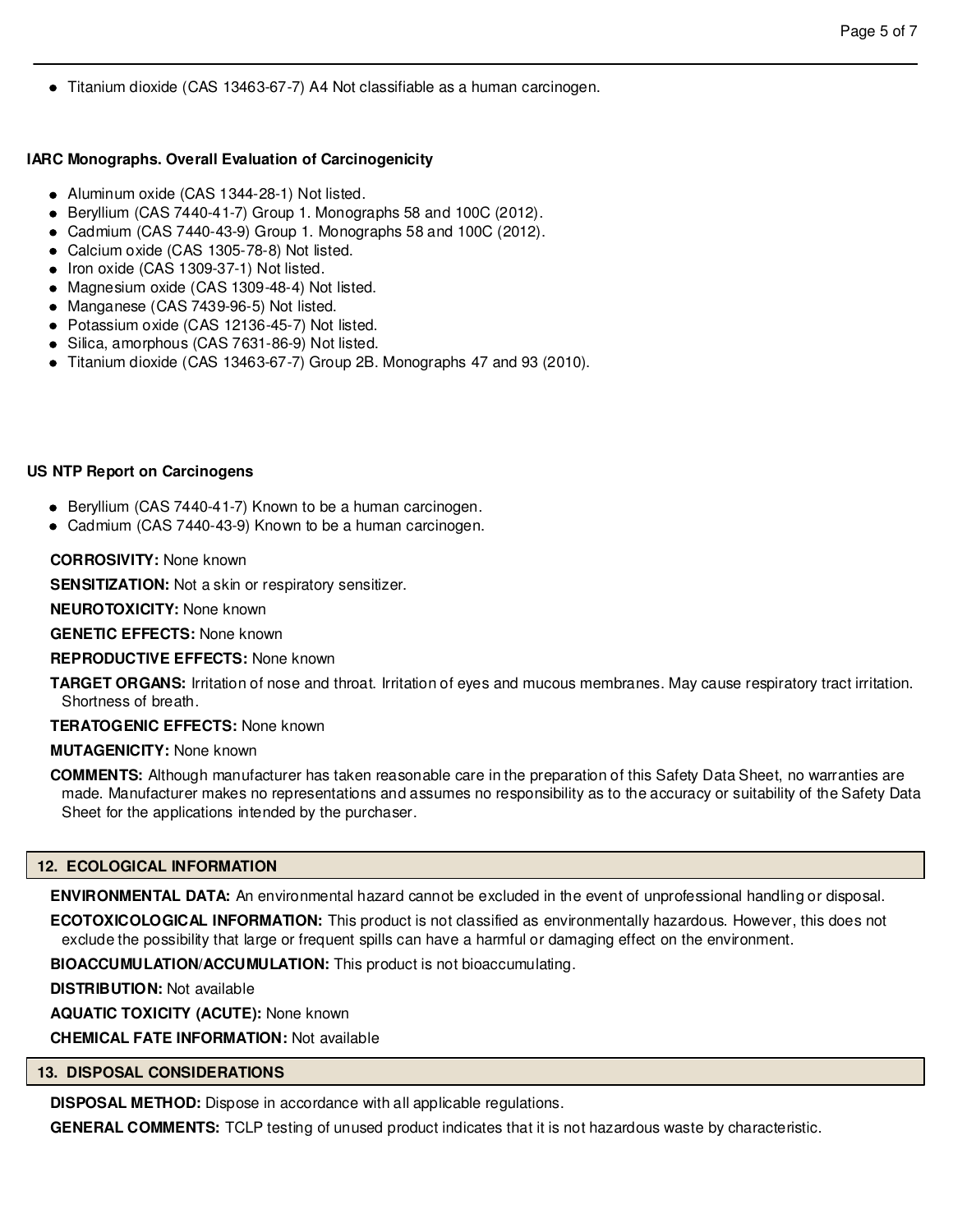- Titanium dioxide (CAS 13463-67-7) A4 Not classifiable as a human carcinogen.

**IARC Monographs. Overall Evaluation of Carcinogenicity**

- Aluminum oxide (CAS 1344-28-1) Not listed.
- Beryllium (CAS 7440-41-7) Group 1. Monographs 58 and 100C (2012).
- Cadmium (CAS 7440-43-9) Group 1. Monographs 58 and 100C (2012).
- Calcium oxide (CAS 1305-78-8) Not listed.
- Iron oxide (CAS 1309-37-1) Not listed.
- Magnesium oxide (CAS 1309-48-4) Not listed.
- Manganese (CAS 7439-96-5) Not listed.
- Potassium oxide (CAS 12136-45-7) Not listed.
- Silica, amorphous (CAS 7631-86-9) Not listed.
- Titanium dioxide (CAS 13463-67-7) Group 2B. Monographs 47 and 93 (2010).

**US NTP Report on Carcinogens**

- Beryllium (CAS 7440-41-7) Known to be a human carcinogen.
- Cadmium (CAS 7440-43-9) Known to be a human carcinogen.

**CORROSIVITY:** None known

**SENSITIZATION:** Not a skin or respiratory sensitizer.

**NEUROTOXICITY:** None known

**GENETIC EFFECTS:** None known

**REPRODUCTIVE EFFECTS:** None known

**TARGET ORGANS:** Irritation of nose and throat. Irritation of eyes and mucous membranes. May cause respiratory tract irritation. Shortness of breath.

**TERATOGENIC EFFECTS:** None known

**MUTAGENICITY:** None known

**COMMENTS:** Although manufacturer has taken reasonable care in the preparation of this Safety Data Sheet, no warranties are made. Manufacturer makes no representations and assumes no responsibility as to the accuracy or suitability of the Safety Data Sheet for the applications intended by the purchaser.

## 12. ECOLOGICAL INFORMATION

**ENVIRONMENTAL DATA:** An environmental hazard cannot be excluded in the event of unprofessional handling or disposal.

**ECOTOXICOLOGICAL INFORMATION:** This product is not classified as environmentally hazardous. However, this does not exclude the possibility that large or frequent spills can have a harmful or damaging effect on the environment.

**BIOACCUMULATION/ACCUMULATION:** This product is not bioaccumulating.

**DISTRIBUTION:** Not available

**AQUATIC TOXICITY (ACUTE):** None known

**CHEMICAL FATE INFORMATION:** Not available

## 13. DISPOSAL CONSIDERATIONS

**DISPOSAL METHOD:** Dispose in accordance with all applicable regulations.

**GENERAL COMMENTS:** TCLP testing of unused product indicates that it is not hazardous waste by characteristic.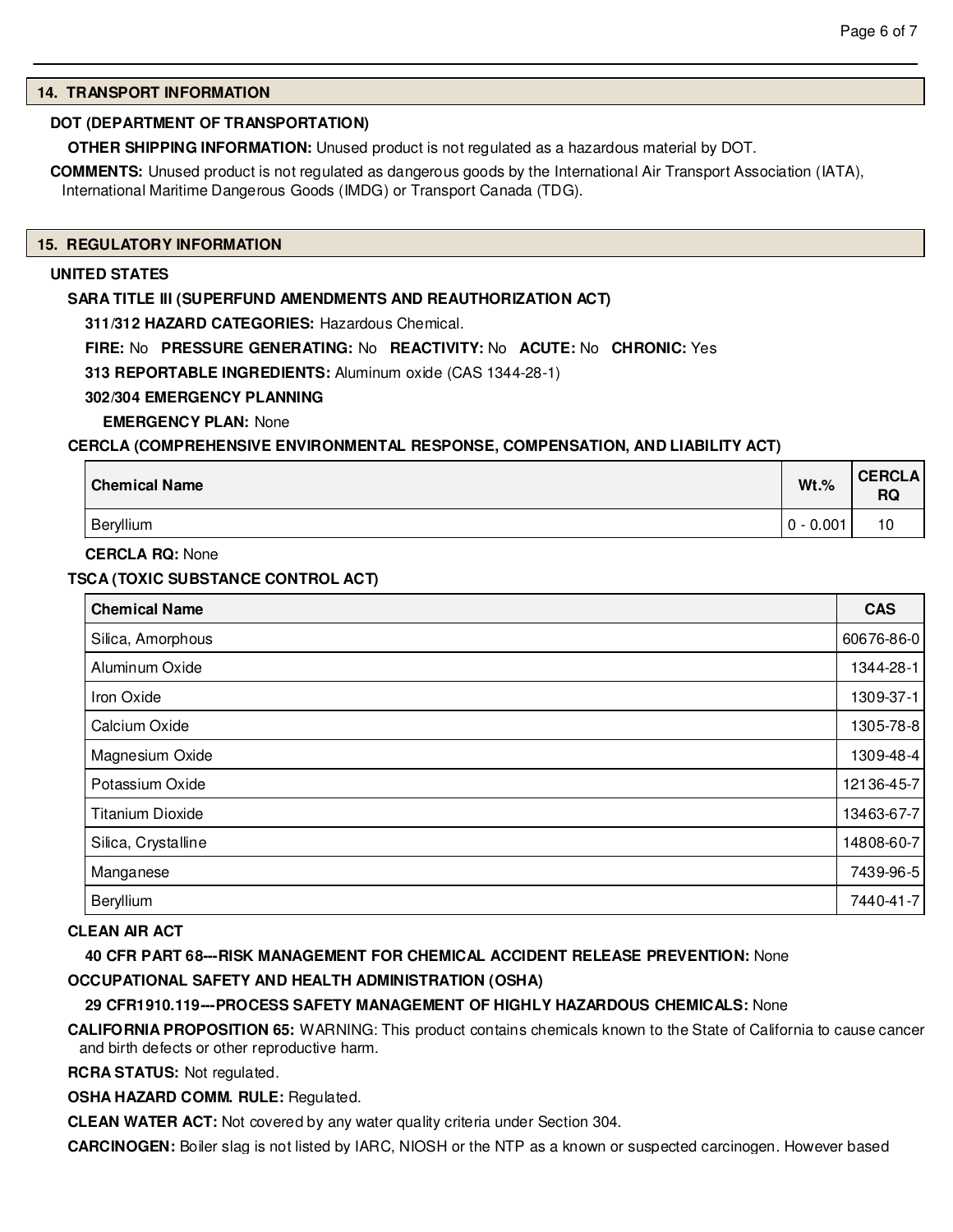## 14. TRANSPORT INFORMATION

**DOT (DEPARTMENT OF TRANSPORTATION)**

**OTHER SHIPPING INFORMATION:** Unused product is not regulated as a hazardous material by DOT.

**COMMENTS:** Unused product is not regulated as dangerous goods by the International Air Transport Association (IATA), International Maritime Dangerous Goods (IMDG) or Transport Canada (TDG).

## 15. REGULATORY INFORMATION

**UNITED STATES**

**SARA TITLE III (SUPERFUND AMENDMENTS AND REAUTHORIZATION ACT)**

**311/312 HAZARD CATEGORIES:** Hazardous Chemical.

**FIRE:** No **PRESSURE GENERATING:** No **REACTIVITY:** No **ACUTE:** No **CHRONIC:** Yes

**313 REPORTABLE INGREDIENTS:** Aluminum oxide (CAS 1344-28-1)

**302/304 EMERGENCY PLANNING**

**EMERGENCY PLAN:** None

**CERCLA (COMPREHENSIVE ENVIRONMENTAL RESPONSE, COMPENSATION, AND LIABILITY ACT)**

| Chemical Name | Wt.% | CERCLA RQ |
|---|---|---|
| Beryllium | 0 - 0.001 | 10 |

**CERCLA RQ:** None

**TSCA (TOXIC SUBSTANCE CONTROL ACT)**

| Chemical Name | CAS |
|---|---|
| Silica, Amorphous | 60676-86-0 |
| Aluminum Oxide | 1344-28-1 |
| Iron Oxide | 1309-37-1 |
| Calcium Oxide | 1305-78-8 |
| Magnesium Oxide | 1309-48-4 |
| Potassium Oxide | 12136-45-7 |
| Titanium Dioxide | 13463-67-7 |
| Silica, Crystalline | 14808-60-7 |
| Manganese | 7439-96-5 |
| Beryllium | 7440-41-7 |

**CLEAN AIR ACT**

**40 CFR PART 68---RISK MANAGEMENT FOR CHEMICAL ACCIDENT RELEASE PREVENTION:** None

**OCCUPATIONAL SAFETY AND HEALTH ADMINISTRATION (OSHA)**

**29 CFR1910.119---PROCESS SAFETY MANAGEMENT OF HIGHLY HAZARDOUS CHEMICALS:** None

**CALIFORNIA PROPOSITION 65:** WARNING: This product contains chemicals known to the State of California to cause cancer and birth defects or other reproductive harm.

**RCRA STATUS:** Not regulated.

**OSHA HAZARD COMM. RULE:** Regulated.

**CLEAN WATER ACT:** Not covered by any water quality criteria under Section 304.

**CARCINOGEN:** Boiler slag is not listed by IARC, NIOSH or the NTP as a known or suspected carcinogen. However based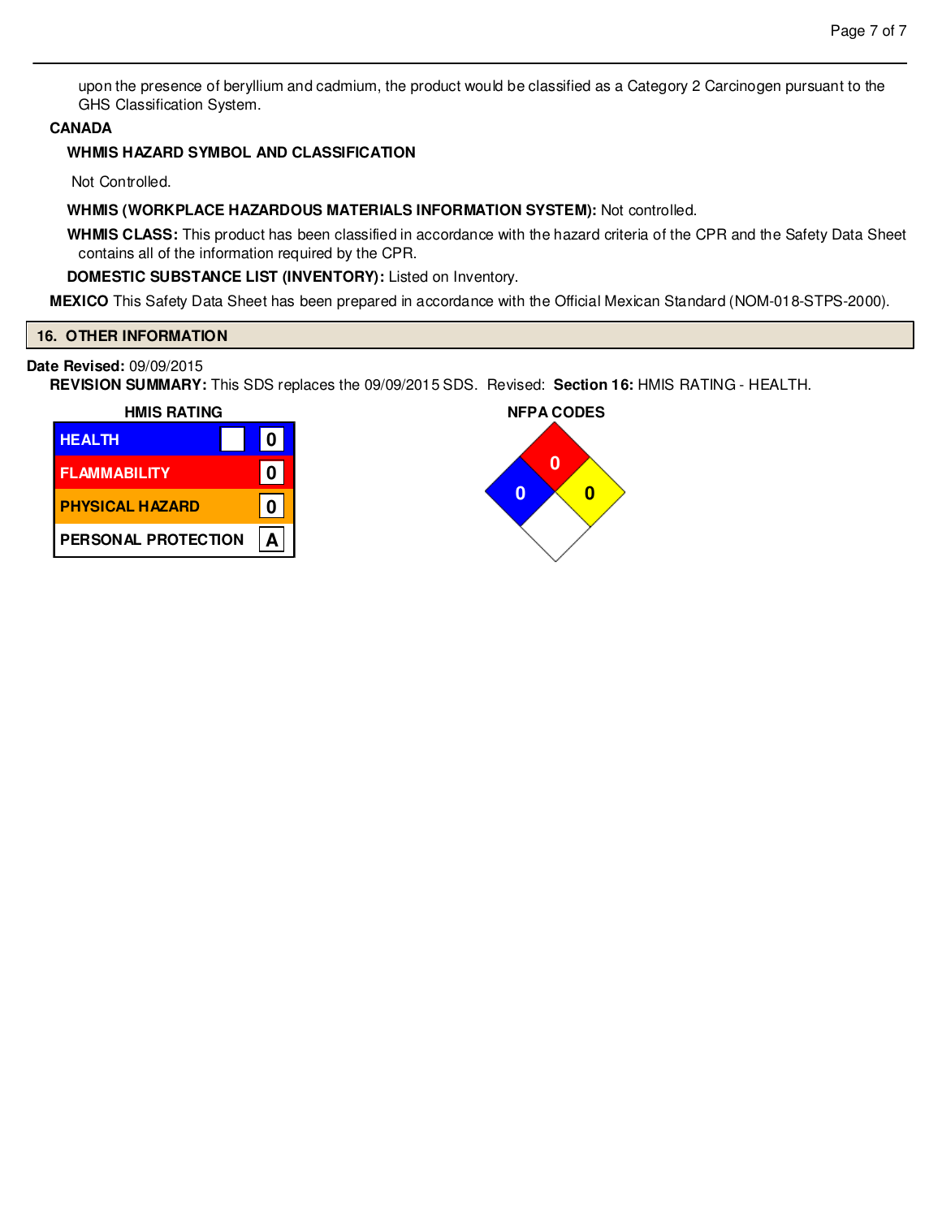upon the presence of beryllium and cadmium, the product would be classified as a Category 2 Carcinogen pursuant to the GHS Classification System.

**CANADA**

**WHMIS HAZARD SYMBOL AND CLASSIFICATION**

Not Controlled.

**WHMIS (WORKPLACE HAZARDOUS MATERIALS INFORMATION SYSTEM):** Not controlled.

**WHMIS CLASS:** This product has been classified in accordance with the hazard criteria of the CPR and the Safety Data Sheet contains all of the information required by the CPR.

**DOMESTIC SUBSTANCE LIST (INVENTORY):** Listed on Inventory.

**MEXICO** This Safety Data Sheet has been prepared in accordance with the Official Mexican Standard (NOM-018-STPS-2000).

## 16. OTHER INFORMATION

**Date Revised:** 09/09/2015

**REVISION SUMMARY:** This SDS replaces the 09/09/2015 SDS. Revised: **Section 16:** HMIS RATING - HEALTH.

**HMIS RATING**

| | | |
|---|---|---|
| HEALTH | | 0 |
| FLAMMABILITY | | 0 |
| PHYSICAL HAZARD | | 0 |
| PERSONAL PROTECTION | | A |

**NFPA CODES**

0

0

0